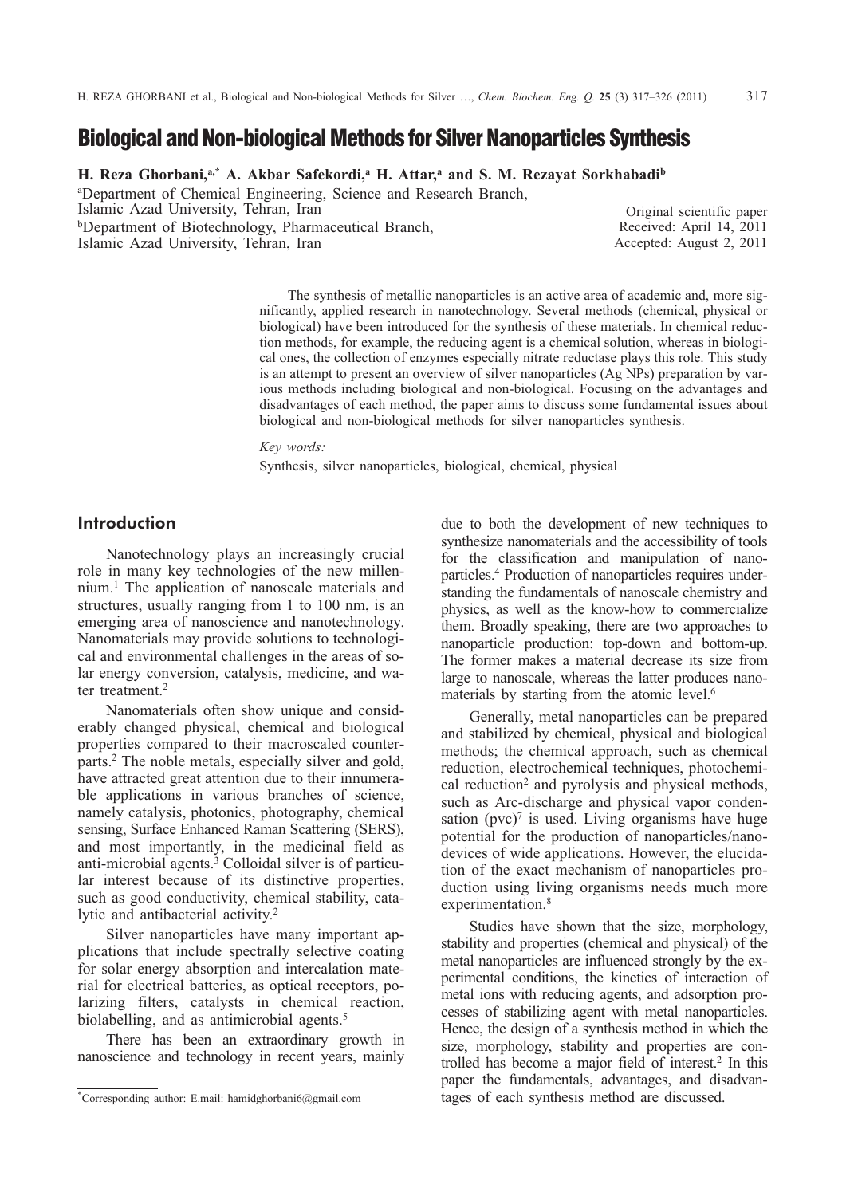# Biological and Non-biological Methods for Silver Nanoparticles Synthesis

**H. Reza Ghorbani,[a,*] A. Akbar Safekordi,[a] H. Attar,[a] and S. M. Rezayat Sorkhabadi[b]**

[a]Department of Chemical Engineering, Science and Research Branch, Islamic Azad University, Tehran, Iran
[b]Department of Biotechnology, Pharmaceutical Branch, Islamic Azad University, Tehran, Iran

Original scientific paper
Received: April 14, 2011
Accepted: August 2, 2011

The synthesis of metallic nanoparticles is an active area of academic and, more significantly, applied research in nanotechnology. Several methods (chemical, physical or biological) have been introduced for the synthesis of these materials. In chemical reduction methods, for example, the reducing agent is a chemical solution, whereas in biological ones, the collection of enzymes especially nitrate reductase plays this role. This study is an attempt to present an overview of silver nanoparticles (Ag NPs) preparation by various methods including biological and non-biological. Focusing on the advantages and disadvantages of each method, the paper aims to discuss some fundamental issues about biological and non-biological methods for silver nanoparticles synthesis.

*Key words:*
Synthesis, silver nanoparticles, biological, chemical, physical

## Introduction

Nanotechnology plays an increasingly crucial role in many key technologies of the new millennium.[1] The application of nanoscale materials and structures, usually ranging from 1 to 100 nm, is an emerging area of nanoscience and nanotechnology. Nanomaterials may provide solutions to technological and environmental challenges in the areas of solar energy conversion, catalysis, medicine, and water treatment.[2]

Nanomaterials often show unique and considerably changed physical, chemical and biological properties compared to their macroscaled counterparts.[2] The noble metals, especially silver and gold, have attracted great attention due to their innumerable applications in various branches of science, namely catalysis, photonics, photography, chemical sensing, Surface Enhanced Raman Scattering (SERS), and most importantly, in the medicinal field as anti-microbial agents.[3] Colloidal silver is of particular interest because of its distinctive properties, such as good conductivity, chemical stability, catalytic and antibacterial activity.[2]

Silver nanoparticles have many important applications that include spectrally selective coating for solar energy absorption and intercalation material for electrical batteries, as optical receptors, polarizing filters, catalysts in chemical reaction, biolabelling, and as antimicrobial agents.[5]

There has been an extraordinary growth in nanoscience and technology in recent years, mainly due to both the development of new techniques to synthesize nanomaterials and the accessibility of tools for the classification and manipulation of nanoparticles.[4] Production of nanoparticles requires understanding the fundamentals of nanoscale chemistry and physics, as well as the know-how to commercialize them. Broadly speaking, there are two approaches to nanoparticle production: top-down and bottom-up. The former makes a material decrease its size from large to nanoscale, whereas the latter produces nanomaterials by starting from the atomic level.[6]

Generally, metal nanoparticles can be prepared and stabilized by chemical, physical and biological methods; the chemical approach, such as chemical reduction, electrochemical techniques, photochemical reduction[2] and pyrolysis and physical methods, such as Arc-discharge and physical vapor condensation (pvc)[7] is used. Living organisms have huge potential for the production of nanoparticles/nanodevices of wide applications. However, the elucidation of the exact mechanism of nanoparticles production using living organisms needs much more experimentation.[8]

Studies have shown that the size, morphology, stability and properties (chemical and physical) of the metal nanoparticles are influenced strongly by the experimental conditions, the kinetics of interaction of metal ions with reducing agents, and adsorption processes of stabilizing agent with metal nanoparticles. Hence, the design of a synthesis method in which the size, morphology, stability and properties are controlled has become a major field of interest.[2] In this paper the fundamentals, advantages, and disadvantages of each synthesis method are discussed.

*Corresponding author: E.mail: hamidghorbani6@gmail.com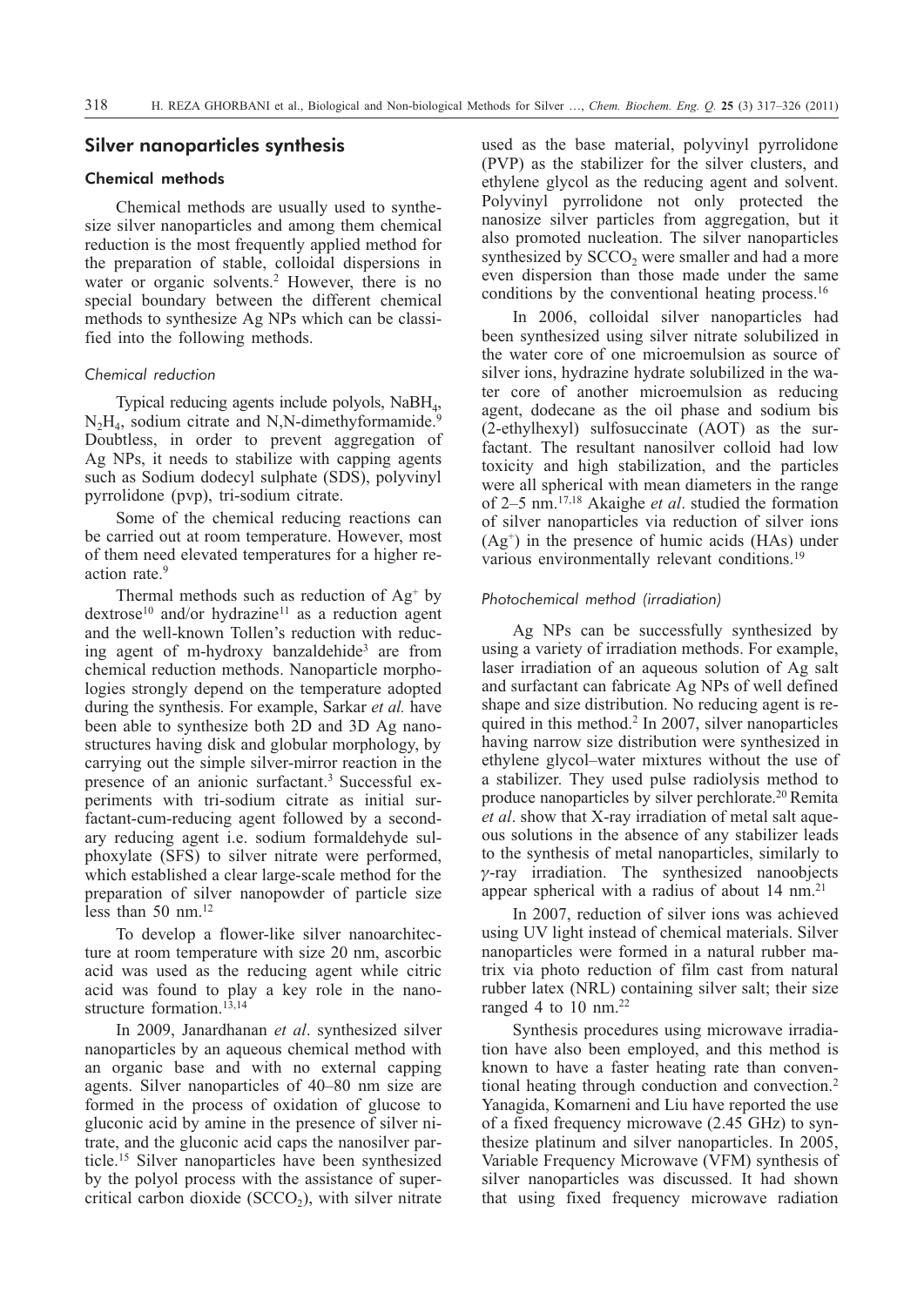## Silver nanoparticles synthesis

### Chemical methods

Chemical methods are usually used to synthesize silver nanoparticles and among them chemical reduction is the most frequently applied method for the preparation of stable, colloidal dispersions in water or organic solvents.[2] However, there is no special boundary between the different chemical methods to synthesize Ag NPs which can be classified into the following methods.

#### *Chemical reduction*

Typical reducing agents include polyols, $NaBH_4$, $N_2H_4$, sodium citrate and N,N-dimethylformamide.[9] Doubtless, in order to prevent aggregation of Ag NPs, it needs to stabilize with capping agents such as Sodium dodecyl sulphate (SDS), polyvinyl pyrrolidone (pvp), tri-sodium citrate.

Some of the chemical reducing reactions can be carried out at room temperature. However, most of them need elevated temperatures for a higher reaction rate.[9]

Thermal methods such as reduction of $Ag^+$ by dextrose[10] and/or hydrazine[11] as a reduction agent and the well-known Tollen's reduction with reducing agent of m-hydroxy banzaldehide[3] are from chemical reduction methods. Nanoparticle morphologies strongly depend on the temperature adopted during the synthesis. For example, Sarkar *et al.* have been able to synthesize both 2D and 3D Ag nanostructures having disk and globular morphology, by carrying out the simple silver-mirror reaction in the presence of an anionic surfactant.[3] Successful experiments with tri-sodium citrate as initial surfactant-cum-reducing agent followed by a secondary reducing agent i.e. sodium formaldehyde sulphoxylate (SFS) to silver nitrate were performed, which established a clear large-scale method for the preparation of silver nanopowder of particle size less than 50 nm.[12]

To develop a flower-like silver nanoarchitecture at room temperature with size 20 nm, ascorbic acid was used as the reducing agent while citric acid was found to play a key role in the nanostructure formation.[13,14]

In 2009, Janardhanan *et al*. synthesized silver nanoparticles by an aqueous chemical method with an organic base and with no external capping agents. Silver nanoparticles of 40–80 nm size are formed in the process of oxidation of glucose to gluconic acid by amine in the presence of silver nitrate, and the gluconic acid caps the nanosilver particle.[15] Silver nanoparticles have been synthesized by the polyol process with the assistance of supercritical carbon dioxide ($SCCO_2$), with silver nitrate used as the base material, polyvinyl pyrrolidone (PVP) as the stabilizer for the silver clusters, and ethylene glycol as the reducing agent and solvent. Polyvinyl pyrrolidone not only protected the nanosize silver particles from aggregation, but it also promoted nucleation. The silver nanoparticles synthesized by $SCCO_2$ were smaller and had a more even dispersion than those made under the same conditions by the conventional heating process.[16]

In 2006, colloidal silver nanoparticles had been synthesized using silver nitrate solubilized in the water core of one microemulsion as source of silver ions, hydrazine hydrate solubilized in the water core of another microemulsion as reducing agent, dodecane as the oil phase and sodium bis (2-ethylhexyl) sulfosuccinate (AOT) as the surfactant. The resultant nanosilver colloid had low toxicity and high stabilization, and the particles were all spherical with mean diameters in the range of 2–5 nm.[17,18] Akaighe *et al*. studied the formation of silver nanoparticles via reduction of silver ions ($Ag^+$) in the presence of humic acids (HAs) under various environmentally relevant conditions.[19]

#### *Photochemical method (irradiation)*

Ag NPs can be successfully synthesized by using a variety of irradiation methods. For example, laser irradiation of an aqueous solution of Ag salt and surfactant can fabricate Ag NPs of well defined shape and size distribution. No reducing agent is required in this method.[2] In 2007, silver nanoparticles having narrow size distribution were synthesized in ethylene glycol–water mixtures without the use of a stabilizer. They used pulse radiolysis method to produce nanoparticles by silver perchlorate.[20] Remita *et al*. show that X-ray irradiation of metal salt aqueous solutions in the absence of any stabilizer leads to the synthesis of metal nanoparticles, similarly to $\gamma$-ray irradiation. The synthesized nanoobjects appear spherical with a radius of about 14 nm.[21]

In 2007, reduction of silver ions was achieved using UV light instead of chemical materials. Silver nanoparticles were formed in a natural rubber matrix via photo reduction of film cast from natural rubber latex (NRL) containing silver salt; their size ranged 4 to 10 nm.[22]

Synthesis procedures using microwave irradiation have also been employed, and this method is known to have a faster heating rate than conventional heating through conduction and convection.[2] Yanagida, Komarneni and Liu have reported the use of a fixed frequency microwave (2.45 GHz) to synthesize platinum and silver nanoparticles. In 2005, Variable Frequency Microwave (VFM) synthesis of silver nanoparticles was discussed. It had shown that using fixed frequency microwave radiation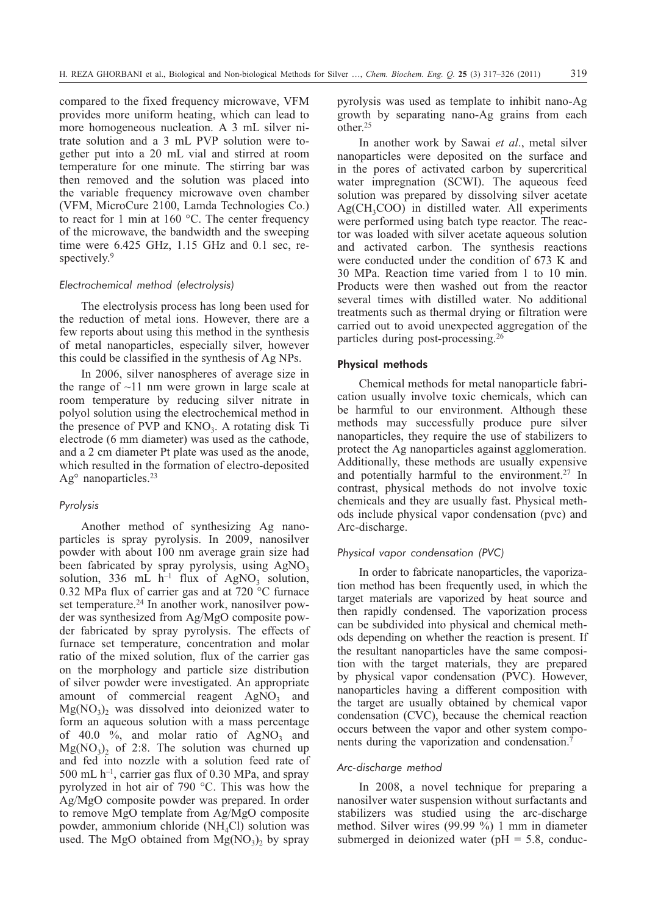compared to the fixed frequency microwave, VFM provides more uniform heating, which can lead to more homogeneous nucleation. A 3 mL silver nitrate solution and a 3 mL PVP solution were together put into a 20 mL vial and stirred at room temperature for one minute. The stirring bar was then removed and the solution was placed into the variable frequency microwave oven chamber (VFM, MicroCure 2100, Lamda Technologies Co.) to react for 1 min at 160 °C. The center frequency of the microwave, the bandwidth and the sweeping time were 6.425 GHz, 1.15 GHz and 0.1 sec, respectively.[9]

#### *Electrochemical method (electrolysis)*

The electrolysis process has long been used for the reduction of metal ions. However, there are a few reports about using this method in the synthesis of metal nanoparticles, especially silver, however this could be classified in the synthesis of Ag NPs.

In 2006, silver nanospheres of average size in the range of ~11 nm were grown in large scale at room temperature by reducing silver nitrate in polyol solution using the electrochemical method in the presence of PVP and $KNO_3$. A rotating disk Ti electrode (6 mm diameter) was used as the cathode, and a 2 cm diameter Pt plate was used as the anode, which resulted in the formation of electro-deposited $Ag^{\circ}$ nanoparticles.[23]

#### *Pyrolysis*

Another method of synthesizing Ag nanoparticles is spray pyrolysis. In 2009, nanosilver powder with about 100 nm average grain size had been fabricated by spray pyrolysis, using $AgNO_3$ solution, 336 mL $h^{-1}$ flux of $AgNO_3$ solution, 0.32 MPa flux of carrier gas and at 720 °C furnace set temperature.[24] In another work, nanosilver powder was synthesized from Ag/MgO composite powder fabricated by spray pyrolysis. The effects of furnace set temperature, concentration and molar ratio of the mixed solution, flux of the carrier gas on the morphology and particle size distribution of silver powder were investigated. An appropriate amount of commercial reagent $AgNO_3$ and $Mg(NO_3)_2$ was dissolved into deionized water to form an aqueous solution with a mass percentage of 40.0 %, and molar ratio of $AgNO_3$ and $Mg(NO_3)_2$ of 2:8. The solution was churned up and fed into nozzle with a solution feed rate of 500 mL $h^{-1}$, carrier gas flux of 0.30 MPa, and spray pyrolyzed in hot air of 790 °C. This was how the Ag/MgO composite powder was prepared. In order to remove MgO template from Ag/MgO composite powder, ammonium chloride ($NH_4Cl$) solution was used. The MgO obtained from $Mg(NO_3)_2$ by spray pyrolysis was used as template to inhibit nano-Ag growth by separating nano-Ag grains from each other.[25]

In another work by Sawai *et al*., metal silver nanoparticles were deposited on the surface and in the pores of activated carbon by supercritical water impregnation (SCWI). The aqueous feed solution was prepared by dissolving silver acetate $Ag(CH_3COO)$ in distilled water. All experiments were performed using batch type reactor. The reactor was loaded with silver acetate aqueous solution and activated carbon. The synthesis reactions were conducted under the condition of 673 K and 30 MPa. Reaction time varied from 1 to 10 min. Products were then washed out from the reactor several times with distilled water. No additional treatments such as thermal drying or filtration were carried out to avoid unexpected aggregation of the particles during post-processing.[26]

### Physical methods

Chemical methods for metal nanoparticle fabrication usually involve toxic chemicals, which can be harmful to our environment. Although these methods may successfully produce pure silver nanoparticles, they require the use of stabilizers to protect the Ag nanoparticles against agglomeration. Additionally, these methods are usually expensive and potentially harmful to the environment.[27] In contrast, physical methods do not involve toxic chemicals and they are usually fast. Physical methods include physical vapor condensation (pvc) and Arc-discharge.

#### *Physical vapor condensation (PVC)*

In order to fabricate nanoparticles, the vaporization method has been frequently used, in which the target materials are vaporized by heat source and then rapidly condensed. The vaporization process can be subdivided into physical and chemical methods depending on whether the reaction is present. If the resultant nanoparticles have the same composition with the target materials, they are prepared by physical vapor condensation (PVC). However, nanoparticles having a different composition with the target are usually obtained by chemical vapor condensation (CVC), because the chemical reaction occurs between the vapor and other system components during the vaporization and condensation.[7]

#### *Arc-discharge method*

In 2008, a novel technique for preparing a nanosilver water suspension without surfactants and stabilizers was studied using the arc-discharge method. Silver wires (99.99 %) 1 mm in diameter submerged in deionized water (pH = 5.8, conduc-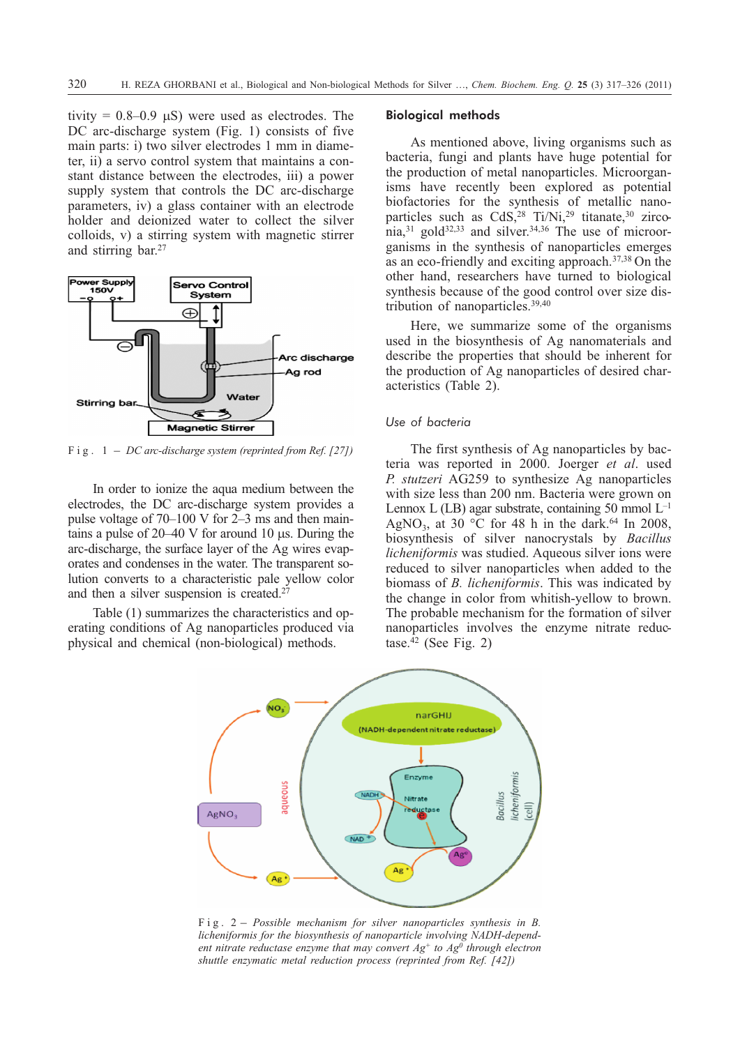tivity = 0.8–0.9 μS) were used as electrodes. The DC arc-discharge system (Fig. 1) consists of five main parts: i) two silver electrodes 1 mm in diameter, ii) a servo control system that maintains a constant distance between the electrodes, iii) a power supply system that controls the DC arc-discharge parameters, iv) a glass container with an electrode holder and deionized water to collect the silver colloids, v) a stirring system with magnetic stirrer and stirring bar.[27]

Fig. 1 – *DC arc-discharge system (reprinted from Ref. [27])*

In order to ionize the aqua medium between the electrodes, the DC arc-discharge system provides a pulse voltage of 70–100 V for 2–3 ms and then maintains a pulse of 20–40 V for around 10 μs. During the arc-discharge, the surface layer of the Ag wires evaporates and condenses in the water. The transparent solution converts to a characteristic pale yellow color and then a silver suspension is created.[27]

Table (1) summarizes the characteristics and operating conditions of Ag nanoparticles produced via physical and chemical (non-biological) methods.

## Biological methods

As mentioned above, living organisms such as bacteria, fungi and plants have huge potential for the production of metal nanoparticles. Microorganisms have recently been explored as potential biofactories for the synthesis of metallic nanoparticles such as CdS,[28] Ti/Ni,[29] titanate,[30] zirconia,[31] gold[32,33] and silver.[34,36] The use of microorganisms in the synthesis of nanoparticles emerges as an eco-friendly and exciting approach.[37,38] On the other hand, researchers have turned to biological synthesis because of the good control over size distribution of nanoparticles.[39,40]

Here, we summarize some of the organisms used in the biosynthesis of Ag nanomaterials and describe the properties that should be inherent for the production of Ag nanoparticles of desired characteristics (Table 2).

### *Use of bacteria*

The first synthesis of Ag nanoparticles by bacteria was reported in 2000. Joerger *et al.* used *P. stutzeri* AG259 to synthesize Ag nanoparticles with size less than 200 nm. Bacteria were grown on Lennox L (LB) agar substrate, containing 50 mmol $L^{-1}$ $AgNO_3$, at 30 °C for 48 h in the dark.[64] In 2008, biosynthesis of silver nanocrystals by *Bacillus licheniformis* was studied. Aqueous silver ions were reduced to silver nanoparticles when added to the biomass of *B. licheniformis*. This was indicated by the change in color from whitish-yellow to brown. The probable mechanism for the formation of silver nanoparticles involves the enzyme nitrate reductase.[42] (See Fig. 2)

Fig. 2 – *Possible mechanism for silver nanoparticles synthesis in B. licheniformis for the biosynthesis of nanoparticle involving NADH-dependent nitrate reductase enzyme that may convert $Ag^+$ to $Ag^0$ through electron shuttle enzymatic metal reduction process (reprinted from Ref. [42])*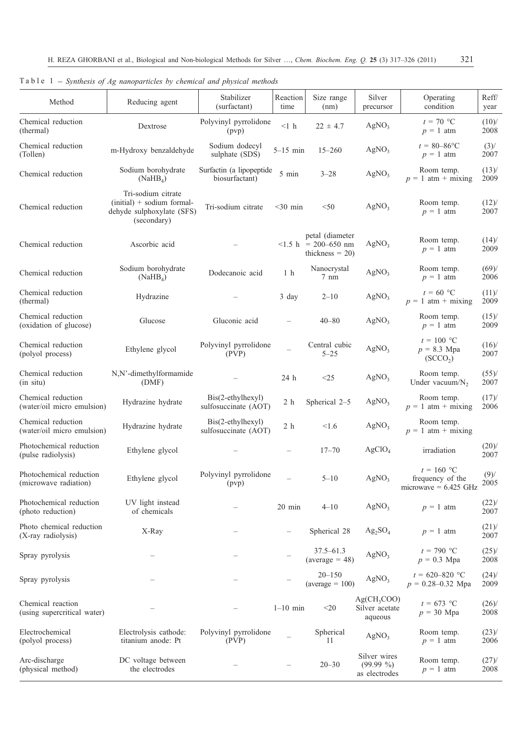Table 1 – *Synthesis of Ag nanoparticles by chemical and physical methods*

| Method | Reducing agent | Stabilizer (surfactant) | Reaction time | Size range (nm) | Silver precursor | Operating condition | Reff/ year |
|---|---|---|---|---|---|---|---|
| Chemical reduction (thermal) | Dextrose | Polyvinyl pyrrolidone (pvp) | <1 h | 22 ± 4.7 | $AgNO_3$ | $t$ = 70 °C $p$ = 1 atm | (10)/ 2008 |
| Chemical reduction (Tollen) | m-Hydroxy benzaldehyde | Sodium dodecyl sulphate (SDS) | 5–15 min | 15–260 | $AgNO_3$ | $t$ = 80–86°C $p$ = 1 atm | (3)/ 2007 |
| Chemical reduction | Sodium borohydrate ($NaHB_4$) | Surfactin (a lipopeptide biosurfactant) | 5 min | 3–28 | $AgNO_3$ | Room temp. $p$ = 1 atm + mixing | (13)/ 2009 |
| Chemical reduction | Tri-sodium citrate (initial) + sodium formaldehyde sulphoxylate (SFS) (secondary) | Tri-sodium citrate | <30 min | <50 | $AgNO_3$ | Room temp. $p$ = 1 atm | (12)/ 2007 |
| Chemical reduction | Ascorbic acid | – | <1.5 h | petal (diameter = 200–650 nm thickness = 20) | $AgNO_3$ | Room temp. $p$ = 1 atm | (14)/ 2009 |
| Chemical reduction | Sodium borohydrate ($NaHB_4$) | Dodecanoic acid | 1 h | Nanocrystal 7 nm | $AgNO_3$ | Room temp. $p$ = 1 atm | (69)/ 2006 |
| Chemical reduction (thermal) | Hydrazine | – | 3 day | 2–10 | $AgNO_3$ | $t$ = 60 °C $p$ = 1 atm + mixing | (11)/ 2009 |
| Chemical reduction (oxidation of glucose) | Glucose | Gluconic acid | – | 40–80 | $AgNO_3$ | Room temp. $p$ = 1 atm | (15)/ 2009 |
| Chemical reduction (polyol process) | Ethylene glycol | Polyvinyl pyrrolidone (PVP) | – | Central cubic 5–25 | $AgNO_3$ | $t$ = 100 °C $p$ = 8.3 Mpa ($SCCO_2$) | (16)/ 2007 |
| Chemical reduction (in situ) | N,N'-dimethylformamide (DMF) | – | 24 h | <25 | $AgNO_3$ | Room temp. Under vacuum/$N_2$ | (55)/ 2007 |
| Chemical reduction (water/oil micro emulsion) | Hydrazine hydrate | Bis(2-ethylhexyl) sulfosuccinate (AOT) | 2 h | Spherical 2–5 | $AgNO_3$ | Room temp. $p$ = 1 atm + mixing | (17)/ 2006 |
| Chemical reduction (water/oil micro emulsion) | Hydrazine hydrate | Bis(2-ethylhexyl) sulfosuccinate (AOT) | 2 h | <1.6 | $AgNO_3$ | Room temp. $p$ = 1 atm + mixing | |
| Photochemical reduction (pulse radiolysis) | Ethylene glycol | – | – | 17–70 | $AgClO_4$ | irradiation | (20)/ 2007 |
| Photochemical reduction (microwave radiation) | Ethylene glycol | Polyvinyl pyrrolidone (pvp) | – | 5–10 | $AgNO_3$ | $t$ = 160 °C frequency of the microwave = 6.425 GHz | (9)/ 2005 |
| Photochemical reduction (photo reduction) | UV light instead of chemicals | – | 20 min | 4–10 | $AgNO_3$ | $p$ = 1 atm | (22)/ 2007 |
| Photo chemical reduction (X-ray radiolysis) | X-Ray | – | – | Spherical 28 | $Ag_2SO_4$ | $p$ = 1 atm | (21)/ 2007 |
| Spray pyrolysis | – | – | – | 37.5–61.3 (average = 48) | $AgNO_3$ | $t$ = 790 °C $p$ = 0.3 Mpa | (25)/ 2008 |
| Spray pyrolysis | – | – | – | 20–150 (average = 100) | $AgNO_3$ | $t$ = 620–820 °C $p$ = 0.28–0.32 Mpa | (24)/ 2009 |
| Chemical reaction (using supercritical water) | – | – | 1–10 min | <20 | $Ag(CH_3COO)$ Silver acetate aqueous | $t$ = 673 °C $p$ = 30 Mpa | (26)/ 2008 |
| Electrochemical (polyol process) | Electrolysis cathode: titanium anode: Pt | Polyvinyl pyrrolidone (PVP) | – | Spherical 11 | $AgNO_3$ | Room temp. $p$ = 1 atm | (23)/ 2006 |
| Arc-discharge (physical method) | DC voltage between the electrodes | – | – | 20–30 | Silver wires (99.99 %) as electrodes | Room temp. $p$ = 1 atm | (27)/ 2008 |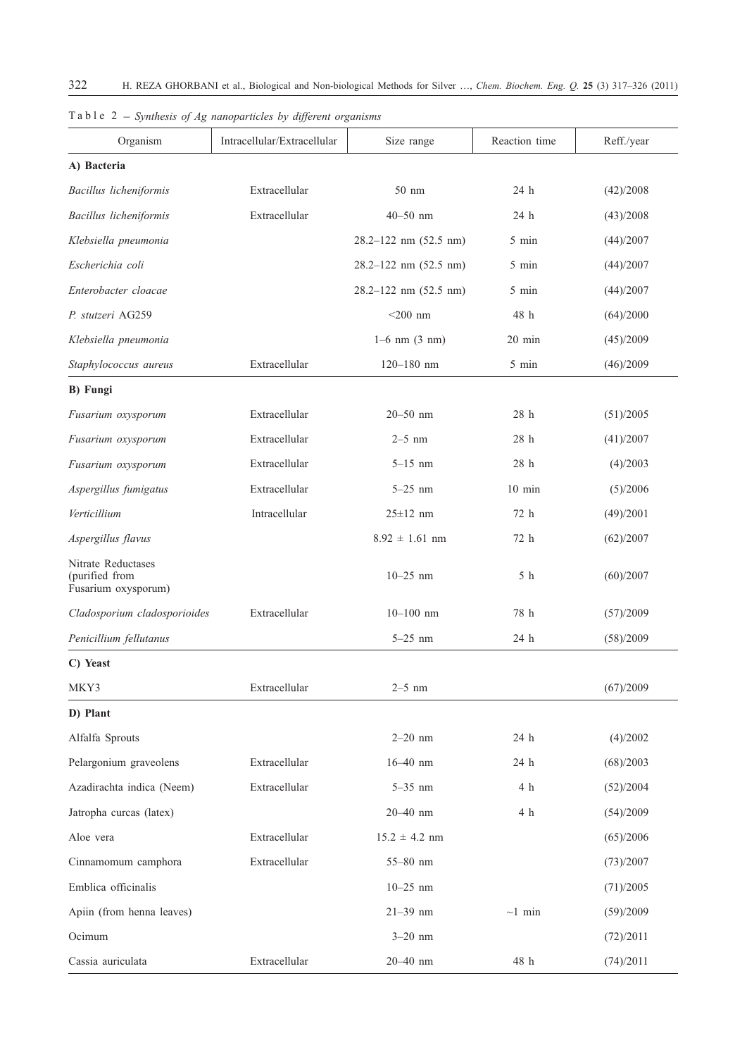Table 2 – *Synthesis of Ag nanoparticles by different organisms*

| Organism | Intracellular/Extracellular | Size range | Reaction time | Reff./year |
|---|---|---|---|---|
| **A) Bacteria** | | | | |
| *Bacillus licheniformis* | Extracellular | 50 nm | 24 h | (42)/2008 |
| *Bacillus licheniformis* | Extracellular | 40–50 nm | 24 h | (43)/2008 |
| *Klebsiella pneumonia* | | 28.2–122 nm (52.5 nm) | 5 min | (44)/2007 |
| *Escherichia coli* | | 28.2–122 nm (52.5 nm) | 5 min | (44)/2007 |
| *Enterobacter cloacae* | | 28.2–122 nm (52.5 nm) | 5 min | (44)/2007 |
| *P. stutzeri* AG259 | | <200 nm | 48 h | (64)/2000 |
| *Klebsiella pneumonia* | | 1–6 nm (3 nm) | 20 min | (45)/2009 |
| *Staphylococcus aureus* | Extracellular | 120–180 nm | 5 min | (46)/2009 |
| **B) Fungi** | | | | |
| *Fusarium oxysporum* | Extracellular | 20–50 nm | 28 h | (51)/2005 |
| *Fusarium oxysporum* | Extracellular | 2–5 nm | 28 h | (41)/2007 |
| *Fusarium oxysporum* | Extracellular | 5–15 nm | 28 h | (4)/2003 |
| *Aspergillus fumigatus* | Extracellular | 5–25 nm | 10 min | (5)/2006 |
| *Verticillium* | Intracellular | 25±12 nm | 72 h | (49)/2001 |
| *Aspergillus flavus* | | 8.92 ± 1.61 nm | 72 h | (62)/2007 |
| Nitrate Reductases (purified from Fusarium oxysporum) | | 10–25 nm | 5 h | (60)/2007 |
| *Cladosporium cladosporioides* | Extracellular | 10–100 nm | 78 h | (57)/2009 |
| *Penicillium fellutanus* | | 5–25 nm | 24 h | (58)/2009 |
| **C) Yeast** | | | | |
| MKY3 | Extracellular | 2–5 nm | | (67)/2009 |
| **D) Plant** | | | | |
| Alfalfa Sprouts | | 2–20 nm | 24 h | (4)/2002 |
| Pelargonium graveolens | Extracellular | 16–40 nm | 24 h | (68)/2003 |
| Azadirachta indica (Neem) | Extracellular | 5–35 nm | 4 h | (52)/2004 |
| Jatropha curcas (latex) | | 20–40 nm | 4 h | (54)/2009 |
| Aloe vera | Extracellular | 15.2 ± 4.2 nm | | (65)/2006 |
| Cinnamomum camphora | Extracellular | 55–80 nm | | (73)/2007 |
| Emblica officinalis | | 10–25 nm | | (71)/2005 |
| Apiin (from henna leaves) | | 21–39 nm | ~1 min | (59)/2009 |
| Ocimum | | 3–20 nm | | (72)/2011 |
| Cassia auriculata | Extracellular | 20–40 nm | 48 h | (74)/2011 |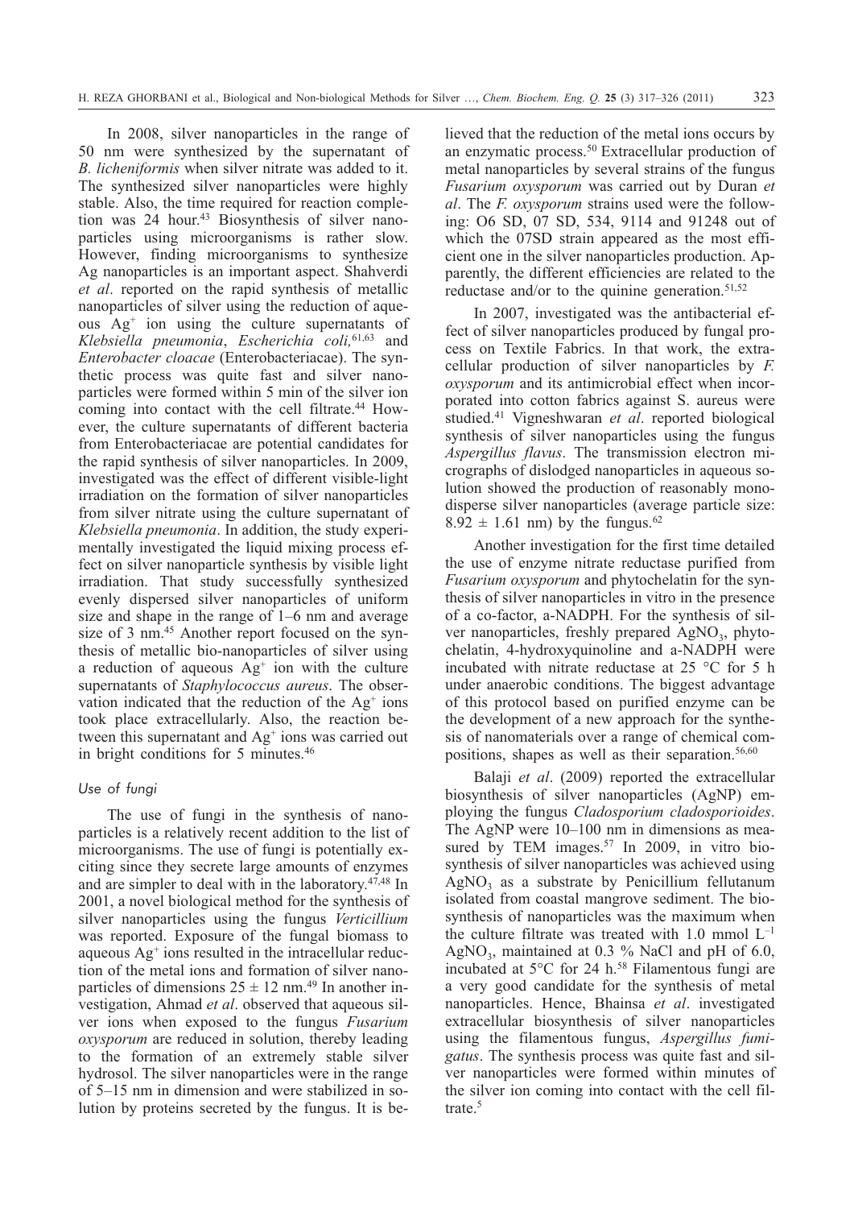In 2008, silver nanoparticles in the range of 50 nm were synthesized by the supernatant of *B. licheniformis* when silver nitrate was added to it. The synthesized silver nanoparticles were highly stable. Also, the time required for reaction completion was 24 hour.[43] Biosynthesis of silver nanoparticles using microorganisms is rather slow. However, finding microorganisms to synthesize Ag nanoparticles is an important aspect. Shahverdi *et al*. reported on the rapid synthesis of metallic nanoparticles of silver using the reduction of aqueous $Ag^+$ ion using the culture supernatants of *Klebsiella pneumonia*, *Escherichia coli,*[61,63] and *Enterobacter cloacae* (Enterobacteriacae). The synthetic process was quite fast and silver nanoparticles were formed within 5 min of the silver ion coming into contact with the cell filtrate.[44] However, the culture supernatants of different bacteria from Enterobacteriacae are potential candidates for the rapid synthesis of silver nanoparticles. In 2009, investigated was the effect of different visible-light irradiation on the formation of silver nanoparticles from silver nitrate using the culture supernatant of *Klebsiella pneumonia*. In addition, the study experimentally investigated the liquid mixing process effect on silver nanoparticle synthesis by visible light irradiation. That study successfully synthesized evenly dispersed silver nanoparticles of uniform size and shape in the range of 1–6 nm and average size of 3 nm.[45] Another report focused on the synthesis of metallic bio-nanoparticles of silver using a reduction of aqueous $Ag^+$ ion with the culture supernatants of *Staphylococcus aureus*. The observation indicated that the reduction of the $Ag^+$ ions took place extracellularly. Also, the reaction between this supernatant and $Ag^+$ ions was carried out in bright conditions for 5 minutes.[46]

### Use of fungi

The use of fungi in the synthesis of nanoparticles is a relatively recent addition to the list of microorganisms. The use of fungi is potentially exciting since they secrete large amounts of enzymes and are simpler to deal with in the laboratory.[47,48] In 2001, a novel biological method for the synthesis of silver nanoparticles using the fungus *Verticillium* was reported. Exposure of the fungal biomass to aqueous $Ag^+$ ions resulted in the intracellular reduction of the metal ions and formation of silver nanoparticles of dimensions $25 \pm 12$ nm.[49] In another investigation, Ahmad *et al*. observed that aqueous silver ions when exposed to the fungus *Fusarium oxysporum* are reduced in solution, thereby leading to the formation of an extremely stable silver hydrosol. The silver nanoparticles were in the range of 5–15 nm in dimension and were stabilized in solution by proteins secreted by the fungus. It is believed that the reduction of the metal ions occurs by an enzymatic process.[50] Extracellular production of metal nanoparticles by several strains of the fungus *Fusarium oxysporum* was carried out by Duran *et al*. The *F. oxysporum* strains used were the following: O6 SD, 07 SD, 534, 9114 and 91248 out of which the 07SD strain appeared as the most efficient one in the silver nanoparticles production. Apparently, the different efficiencies are related to the reductase and/or to the quinine generation.[51,52]

In 2007, investigated was the antibacterial effect of silver nanoparticles produced by fungal process on Textile Fabrics. In that work, the extracellular production of silver nanoparticles by *F. oxysporum* and its antimicrobial effect when incorporated into cotton fabrics against S. aureus were studied.[41] Vigneshwaran *et al*. reported biological synthesis of silver nanoparticles using the fungus *Aspergillus flavus*. The transmission electron micrographs of dislodged nanoparticles in aqueous solution showed the production of reasonably monodisperse silver nanoparticles (average particle size: $8.92 \pm 1.61$ nm) by the fungus.[62]

Another investigation for the first time detailed the use of enzyme nitrate reductase purified from *Fusarium oxysporum* and phytochelatin for the synthesis of silver nanoparticles in vitro in the presence of a co-factor, a-NADPH. For the synthesis of silver nanoparticles, freshly prepared $AgNO_3$, phytochelatin, 4-hydroxyquinoline and a-NADPH were incubated with nitrate reductase at 25 °C for 5 h under anaerobic conditions. The biggest advantage of this protocol based on purified enzyme can be the development of a new approach for the synthesis of nanomaterials over a range of chemical compositions, shapes as well as their separation.[56,60]

Balaji *et al*. (2009) reported the extracellular biosynthesis of silver nanoparticles (AgNP) employing the fungus *Cladosporium cladosporioides*. The AgNP were 10–100 nm in dimensions as measured by TEM images.[57] In 2009, in vitro biosynthesis of silver nanoparticles was achieved using $AgNO_3$ as a substrate by Penicillium fellutanum isolated from coastal mangrove sediment. The biosynthesis of nanoparticles was the maximum when the culture filtrate was treated with 1.0 mmol $L^{-1}$ $AgNO_3$, maintained at 0.3 % NaCl and pH of 6.0, incubated at 5°C for 24 h.[58] Filamentous fungi are a very good candidate for the synthesis of metal nanoparticles. Hence, Bhainsa *et al*. investigated extracellular biosynthesis of silver nanoparticles using the filamentous fungus, *Aspergillus fumigatus*. The synthesis process was quite fast and silver nanoparticles were formed within minutes of the silver ion coming into contact with the cell filtrate.[5]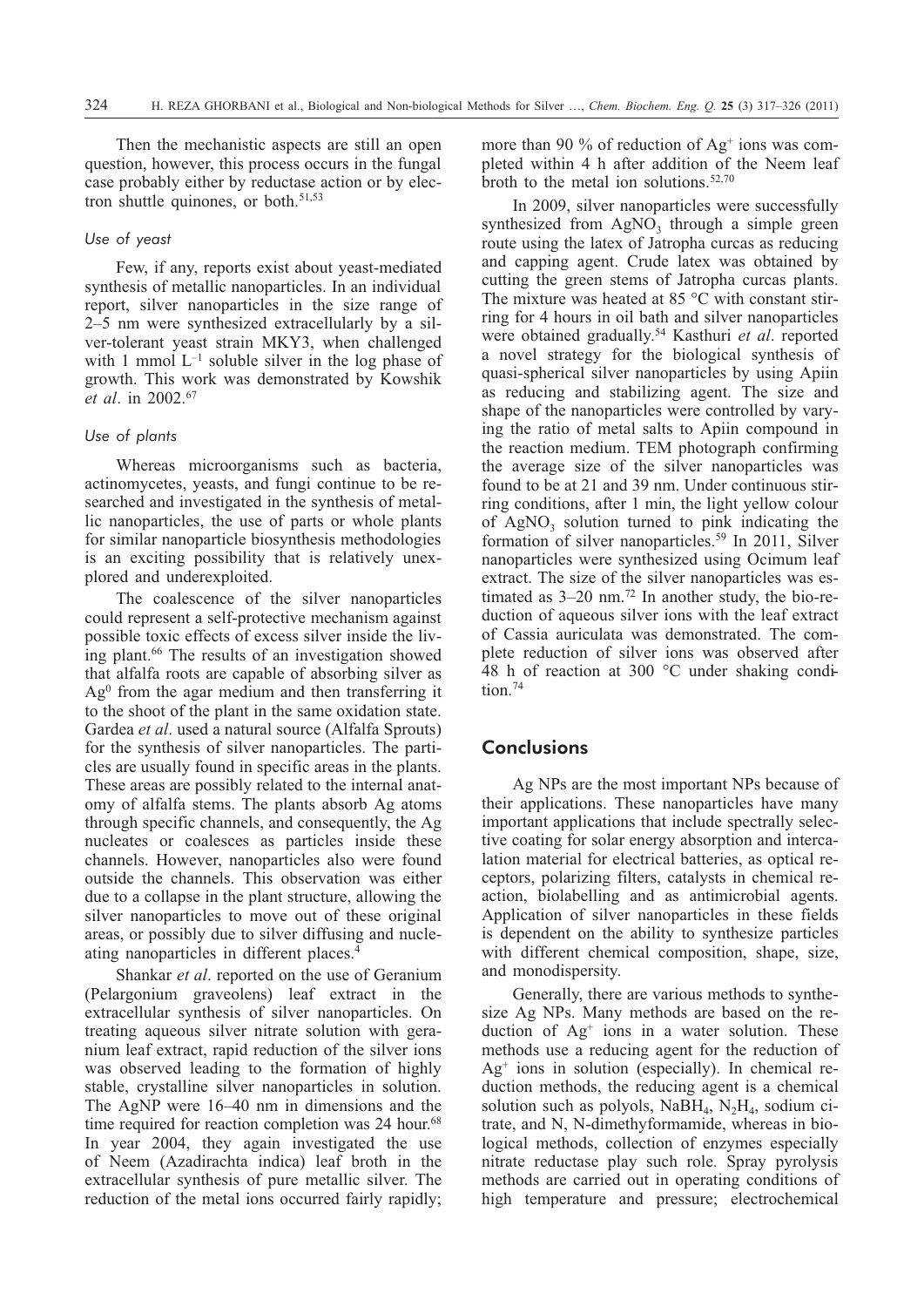Then the mechanistic aspects are still an open question, however, this process occurs in the fungal case probably either by reductase action or by electron shuttle quinones, or both.[51,53]

### *Use of yeast*

Few, if any, reports exist about yeast-mediated synthesis of metallic nanoparticles. In an individual report, silver nanoparticles in the size range of 2–5 nm were synthesized extracellularly by a silver-tolerant yeast strain MKY3, when challenged with 1 mmol $L^{-1}$ soluble silver in the log phase of growth. This work was demonstrated by Kowshik *et al*. in 2002.[67]

### *Use of plants*

Whereas microorganisms such as bacteria, actinomycetes, yeasts, and fungi continue to be researched and investigated in the synthesis of metallic nanoparticles, the use of parts or whole plants for similar nanoparticle biosynthesis methodologies is an exciting possibility that is relatively unexplored and underexploited.

The coalescence of the silver nanoparticles could represent a self-protective mechanism against possible toxic effects of excess silver inside the living plant.[66] The results of an investigation showed that alfalfa roots are capable of absorbing silver as $Ag^0$ from the agar medium and then transferring it to the shoot of the plant in the same oxidation state. Gardea *et al*. used a natural source (Alfalfa Sprouts) for the synthesis of silver nanoparticles. The particles are usually found in specific areas in the plants. These areas are possibly related to the internal anatomy of alfalfa stems. The plants absorb Ag atoms through specific channels, and consequently, the Ag nucleates or coalesces as particles inside these channels. However, nanoparticles also were found outside the channels. This observation was either due to a collapse in the plant structure, allowing the silver nanoparticles to move out of these original areas, or possibly due to silver diffusing and nucleating nanoparticles in different places.[4]

Shankar *et al*. reported on the use of Geranium (Pelargonium graveolens) leaf extract in the extracellular synthesis of silver nanoparticles. On treating aqueous silver nitrate solution with geranium leaf extract, rapid reduction of the silver ions was observed leading to the formation of highly stable, crystalline silver nanoparticles in solution. The AgNP were 16–40 nm in dimensions and the time required for reaction completion was 24 hour.[68] In year 2004, they again investigated the use of Neem (Azadirachta indica) leaf broth in the extracellular synthesis of pure metallic silver. The reduction of the metal ions occurred fairly rapidly; more than 90 % of reduction of $Ag^+$ ions was completed within 4 h after addition of the Neem leaf broth to the metal ion solutions.[52,70]

In 2009, silver nanoparticles were successfully synthesized from $AgNO_3$ through a simple green route using the latex of Jatropha curcas as reducing and capping agent. Crude latex was obtained by cutting the green stems of Jatropha curcas plants. The mixture was heated at 85 °C with constant stirring for 4 hours in oil bath and silver nanoparticles were obtained gradually.[54] Kasthuri *et al*. reported a novel strategy for the biological synthesis of quasi-spherical silver nanoparticles by using Apiin as reducing and stabilizing agent. The size and shape of the nanoparticles were controlled by varying the ratio of metal salts to Apiin compound in the reaction medium. TEM photograph confirming the average size of the silver nanoparticles was found to be at 21 and 39 nm. Under continuous stirring conditions, after 1 min, the light yellow colour of $AgNO_3$ solution turned to pink indicating the formation of silver nanoparticles.[59] In 2011, Silver nanoparticles were synthesized using Ocimum leaf extract. The size of the silver nanoparticles was estimated as 3–20 nm.[72] In another study, the bio-reduction of aqueous silver ions with the leaf extract of Cassia auriculata was demonstrated. The complete reduction of silver ions was observed after 48 h of reaction at 300 °C under shaking condition.[74]

## Conclusions

Ag NPs are the most important NPs because of their applications. These nanoparticles have many important applications that include spectrally selective coating for solar energy absorption and intercalation material for electrical batteries, as optical receptors, polarizing filters, catalysts in chemical reaction, biolabelling and as antimicrobial agents. Application of silver nanoparticles in these fields is dependent on the ability to synthesize particles with different chemical composition, shape, size, and monodispersity.

Generally, there are various methods to synthesize Ag NPs. Many methods are based on the reduction of $Ag^+$ ions in a water solution. These methods use a reducing agent for the reduction of $Ag^+$ ions in solution (especially). In chemical reduction methods, the reducing agent is a chemical solution such as polyols, $NaBH_4$, $N_2H_4$, sodium citrate, and N, N-dimethyformamide, whereas in biological methods, collection of enzymes especially nitrate reductase play such role. Spray pyrolysis methods are carried out in operating conditions of high temperature and pressure; electrochemical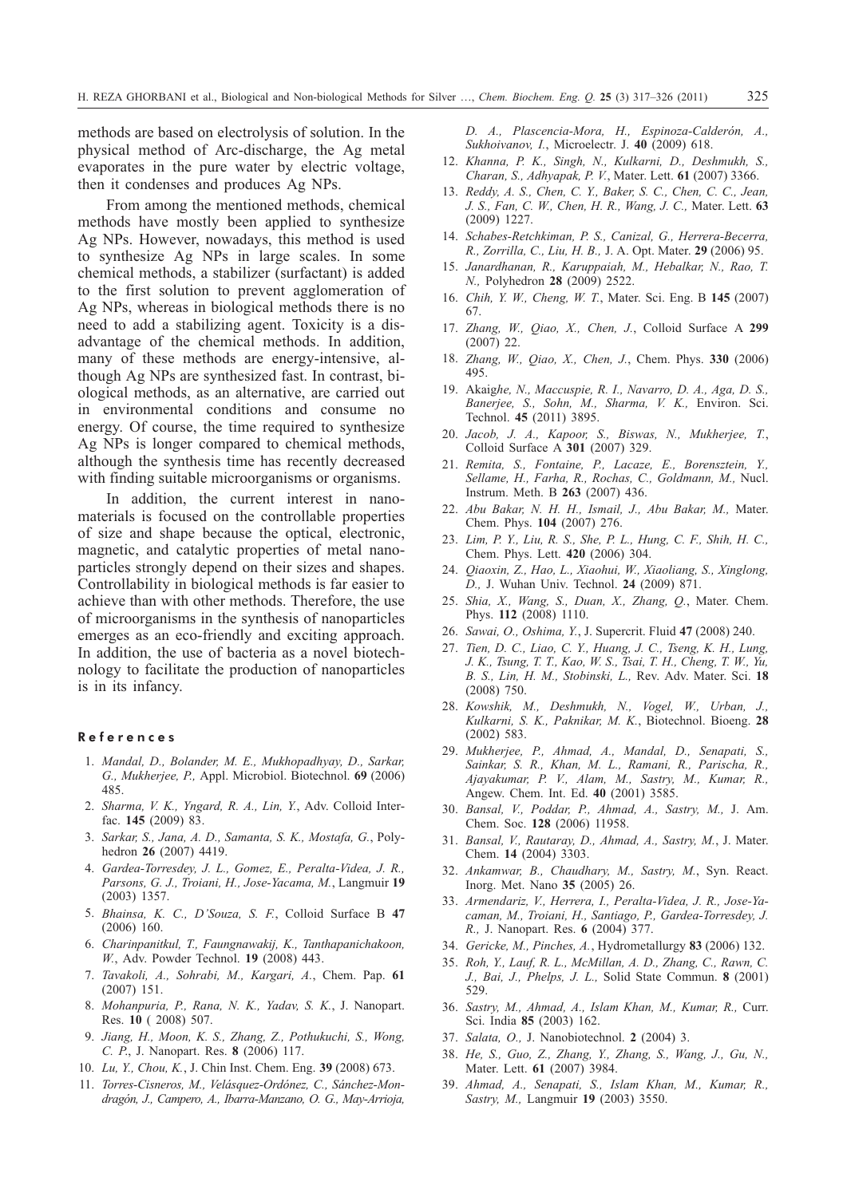methods are based on electrolysis of solution. In the physical method of Arc-discharge, the Ag metal evaporates in the pure water by electric voltage, then it condenses and produces Ag NPs.

From among the mentioned methods, chemical methods have mostly been applied to synthesize Ag NPs. However, nowadays, this method is used to synthesize Ag NPs in large scales. In some chemical methods, a stabilizer (surfactant) is added to the first solution to prevent agglomeration of Ag NPs, whereas in biological methods there is no need to add a stabilizing agent. Toxicity is a disadvantage of the chemical methods. In addition, many of these methods are energy-intensive, although Ag NPs are synthesized fast. In contrast, biological methods, as an alternative, are carried out in environmental conditions and consume no energy. Of course, the time required to synthesize Ag NPs is longer compared to chemical methods, although the synthesis time has recently decreased with finding suitable microorganisms or organisms.

In addition, the current interest in nanomaterials is focused on the controllable properties of size and shape because the optical, electronic, magnetic, and catalytic properties of metal nanoparticles strongly depend on their sizes and shapes. Controllability in biological methods is far easier to achieve than with other methods. Therefore, the use of microorganisms in the synthesis of nanoparticles emerges as an eco-friendly and exciting approach. In addition, the use of bacteria as a novel biotechnology to facilitate the production of nanoparticles is in its infancy.

## References

1. *Mandal, D., Bolander, M. E., Mukhopadhyay, D., Sarkar, G., Mukherjee, P.,* Appl. Microbiol. Biotechnol. **69** (2006) 485.
2. *Sharma, V. K., Yngard, R. A., Lin, Y.*, Adv. Colloid Interfac. **145** (2009) 83.
3. *Sarkar, S., Jana, A. D., Samanta, S. K., Mostafa, G.*, Polyhedron **26** (2007) 4419.
4. *Gardea-Torresdey, J. L., Gomez, E., Peralta-Videa, J. R., Parsons, G. J., Troiani, H., Jose-Yacama, M.*, Langmuir **19** (2003) 1357.
5. *Bhainsa, K. C., D'Souza, S. F.*, Colloid Surface B **47** (2006) 160.
6. *Charinpanitkul, T., Faungnawakij, K., Tanthapanichakoon, W.*, Adv. Powder Technol. **19** (2008) 443.
7. *Tavakoli, A., Sohrabi, M., Kargari, A.*, Chem. Pap. **61** (2007) 151.
8. *Mohanpuria, P., Rana, N. K., Yadav, S. K.*, J. Nanopart. Res. **10** ( 2008) 507.
9. *Jiang, H., Moon, K. S., Zhang, Z., Pothukuchi, S., Wong, C. P.*, J. Nanopart. Res. **8** (2006) 117.
10. *Lu, Y., Chou, K.*, J. Chin Inst. Chem. Eng. **39** (2008) 673.
11. *Torres-Cisneros, M., Velásquez-Ordónez, C., Sánchez-Mondragón, J., Campero, A., Ibarra-Manzano, O. G., May-Arrioja, D. A., Plascencia-Mora, H., Espinoza-Calderón, A., Sukhoivanov, I.*, Microelectr. J. **40** (2009) 618.
12. *Khanna, P. K., Singh, N., Kulkarni, D., Deshmukh, S., Charan, S., Adhyapak, P. V.*, Mater. Lett. **61** (2007) 3366.
13. *Reddy, A. S., Chen, C. Y., Baker, S. C., Chen, C. C., Jean, J. S., Fan, C. W., Chen, H. R., Wang, J. C.,* Mater. Lett. **63** (2009) 1227.
14. *Schabes-Retchkiman, P. S., Canizal, G., Herrera-Becerra, R., Zorrilla, C., Liu, H. B.,* J. A. Opt. Mater. **29** (2006) 95.
15. *Janardhanan, R., Karuppaiah, M., Hebalkar, N., Rao, T. N.,* Polyhedron **28** (2009) 2522.
16. *Chih, Y. W., Cheng, W. T.*, Mater. Sci. Eng. B **145** (2007) 67.
17. *Zhang, W., Qiao, X., Chen, J.*, Colloid Surface A **299** (2007) 22.
18. *Zhang, W., Qiao, X., Chen, J.*, Chem. Phys. **330** (2006) 495.
19. Akaig*he, N., Maccuspie, R. I., Navarro, D. A., Aga, D. S., Banerjee, S., Sohn, M., Sharma, V. K.,* Environ. Sci. Technol. **45** (2011) 3895.
20. *Jacob, J. A., Kapoor, S., Biswas, N., Mukherjee, T.*, Colloid Surface A **301** (2007) 329.
21. *Remita, S., Fontaine, P., Lacaze, E., Borensztein, Y., Sellame, H., Farha, R., Rochas, C., Goldmann, M.,* Nucl. Instrum. Meth. B **263** (2007) 436.
22. *Abu Bakar, N. H. H., Ismail, J., Abu Bakar, M.,* Mater. Chem. Phys. **104** (2007) 276.
23. *Lim, P. Y., Liu, R. S., She, P. L., Hung, C. F., Shih, H. C.,* Chem. Phys. Lett. **420** (2006) 304.
24. *Qiaoxin, Z., Hao, L., Xiaohui, W., Xiaoliang, S., Xinglong, D.,* J. Wuhan Univ. Technol. **24** (2009) 871.
25. *Shia, X., Wang, S., Duan, X., Zhang, Q.*, Mater. Chem. Phys. **112** (2008) 1110.
26. *Sawai, O., Oshima, Y.*, J. Supercrit. Fluid **47** (2008) 240.
27. *Tien, D. C., Liao, C. Y., Huang, J. C., Tseng, K. H., Lung, J. K., Tsung, T. T., Kao, W. S., Tsai, T. H., Cheng, T. W., Yu, B. S., Lin, H. M., Stobinski, L.,* Rev. Adv. Mater. Sci. **18** (2008) 750.
28. *Kowshik, M., Deshmukh, N., Vogel, W., Urban, J., Kulkarni, S. K., Paknikar, M. K.*, Biotechnol. Bioeng. **28** (2002) 583.
29. *Mukherjee, P., Ahmad, A., Mandal, D., Senapati, S., Sainkar, S. R., Khan, M. L., Ramani, R., Parischa, R., Ajayakumar, P. V., Alam, M., Sastry, M., Kumar, R.,* Angew. Chem. Int. Ed. **40** (2001) 3585.
30. *Bansal, V., Poddar, P., Ahmad, A., Sastry, M.,* J. Am. Chem. Soc. **128** (2006) 11958.
31. *Bansal, V., Rautaray, D., Ahmad, A., Sastry, M.*, J. Mater. Chem. **14** (2004) 3303.
32. *Ankamwar, B., Chaudhary, M., Sastry, M.*, Syn. React. Inorg. Met. Nano **35** (2005) 26.
33. *Armendariz, V., Herrera, I., Peralta-Videa, J. R., Jose-Yacaman, M., Troiani, H., Santiago, P., Gardea-Torresdey, J. R.,* J. Nanopart. Res. **6** (2004) 377.
34. *Gericke, M., Pinches, A.*, Hydrometallurgy **83** (2006) 132.
35. *Roh, Y., Lauf, R. L., McMillan, A. D., Zhang, C., Rawn, C. J., Bai, J., Phelps, J. L.,* Solid State Commun. **8** (2001) 529.
36. *Sastry, M., Ahmad, A., Islam Khan, M., Kumar, R.,* Curr. Sci. India **85** (2003) 162.
37. *Salata, O.,* J. Nanobiotechnol. **2** (2004) 3.
38. *He, S., Guo, Z., Zhang, Y., Zhang, S., Wang, J., Gu, N.,* Mater. Lett. **61** (2007) 3984.
39. *Ahmad, A., Senapati, S., Islam Khan, M., Kumar, R., Sastry, M.,* Langmuir **19** (2003) 3550.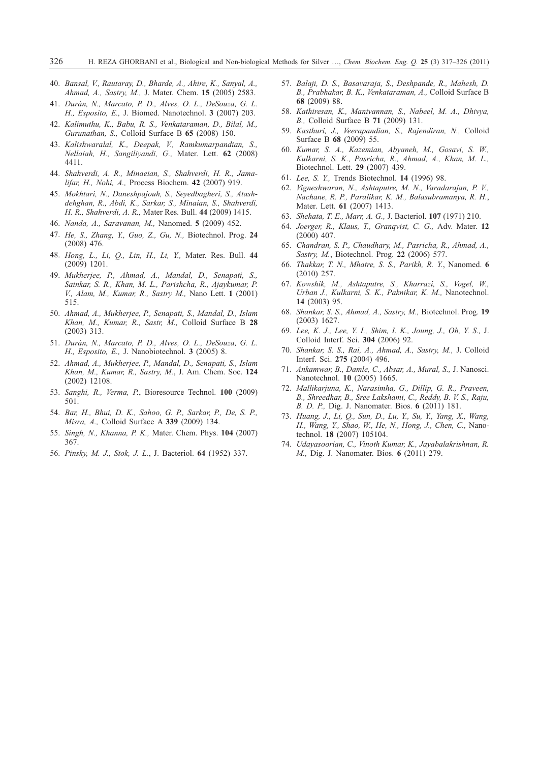40. *Bansal, V., Rautaray, D., Bharde, A., Ahire, K., Sanyal, A., Ahmad, A., Sastry, M.,* J. Mater. Chem. **15** (2005) 2583.
41. *Durán, N., Marcato, P. D., Alves, O. L., DeSouza, G. L. H., Esposito, E.,* J. Biomed. Nanotechnol. **3** (2007) 203.
42. *Kalimuthu, K., Babu, R. S., Venkataraman, D., Bilal, M., Gurunathan, S.,* Colloid Surface B **65** (2008) 150.
43. *Kalishwaralal, K., Deepak, V., Ramkumarpandian, S., Nellaiah, H., Sangiliyandi, G.,* Mater. Lett. **62** (2008) 4411.
44. *Shahverdi, A. R., Minaeian, S., Shahverdi, H. R., Jamalifar, H., Nohi, A.,* Process Biochem. **42** (2007) 919.
45. *Mokhtari, N., Daneshpajouh, S., Seyedbagheri, S., Atashdehghan, R., Abdi, K., Sarkar, S., Minaian, S., Shahverdi, H. R., Shahverdi, A. R.,* Mater Res. Bull. **44** (2009) 1415.
46. *Nanda, A., Saravanan, M.,* Nanomed. **5** (2009) 452.
47. *He, S., Zhang, Y., Guo, Z., Gu, N.,* Biotechnol. Prog. **24** (2008) 476.
48. *Hong, L., Li, Q., Lin, H., Li, Y.,* Mater. Res. Bull. **44** (2009) 1201.
49. *Mukherjee, P., Ahmad, A., Mandal, D., Senapati, S., Sainkar, S. R., Khan, M. L., Parishcha, R., Ajaykumar, P. V., Alam, M., Kumar, R., Sastry M.,* Nano Lett. **1** (2001) 515.
50. *Ahmad, A., Mukherjee, P., Senapati, S., Mandal, D., Islam Khan, M., Kumar, R., Sastr, M.,* Colloid Surface B **28** (2003) 313.
51. *Durán, N., Marcato, P. D., Alves, O. L., DeSouza, G. L. H., Esposito, E.,* J. Nanobiotechnol. **3** (2005) 8.
52. *Ahmad, A., Mukherjee, P., Mandal, D., Senapati, S., Islam Khan, M., Kumar, R., Sastry, M.*, J. Am. Chem. Soc. **124** (2002) 12108.
53. *Sanghi, R., Verma, P.*, Bioresource Technol. **100** (2009) 501.
54. *Bar, H., Bhui, D. K., Sahoo, G. P., Sarkar, P., De, S. P., Misra, A.,* Colloid Surface A **339** (2009) 134.
55. *Singh, N., Khanna, P. K.,* Mater. Chem. Phys. **104** (2007) 367.
56. *Pinsky, M. J., Stok, J. L.*, J. Bacteriol. **64** (1952) 337.
57. *Balaji, D. S., Basavaraja, S., Deshpande, R., Mahesh, D. B., Prabhakar, B. K., Venkataraman, A.,* Colloid Surface B **68** (2009) 88.
58. *Kathiresan, K., Manivannan, S., Nabeel, M. A., Dhivya, B.,* Colloid Surface B **71** (2009) 131.
59. *Kasthuri, J., Veerapandian, S., Rajendiran, N.,* Colloid Surface B **68** (2009) 55.
60. *Kumar, S. A., Kazemian, Abyaneh, M., Gosavi, S. W., Kulkarni, S. K., Pasricha, R., Ahmad, A., Khan, M. L.,* Biotechnol. Lett. **29** (2007) 439.
61. *Lee, S. Y.,* Trends Biotechnol. **14** (1996) 98.
62. *Vigneshwaran, N., Ashtaputre, M. N., Varadarajan, P. V., Nachane, R. P., Paralikar, K. M., Balasubramanya, R. H.*, Mater. Lett. **61** (2007) 1413.
63. *Shehata, T. E., Marr, A. G.,* J. Bacteriol. **107** (1971) 210.
64. *Joerger, R., Klaus, T., Granqvist, C. G.,* Adv. Mater. **12** (2000) 407.
65. *Chandran, S. P., Chaudhary, M., Pasricha, R., Ahmad, A., Sastry, M.*, Biotechnol. Prog. **22** (2006) 577.
66. *Thakkar, T. N., Mhatre, S. S., Parikh, R. Y.*, Nanomed. **6** (2010) 257.
67. *Kowshik, M., Ashtaputre, S., Kharrazi, S., Vogel, W., Urban J., Kulkarni, S. K., Paknikar, K. M.,* Nanotechnol. **14** (2003) 95.
68. *Shankar, S. S., Ahmad, A., Sastry, M.,* Biotechnol. Prog. **19** (2003) 1627.
69. *Lee, K. J., Lee, Y. I., Shim, I. K., Joung, J., Oh, Y. S.,* J. Colloid Interf. Sci. **304** (2006) 92.
70. *Shankar, S. S., Rai, A., Ahmad, A., Sastry, M.,* J. Colloid Interf. Sci. **275** (2004) 496.
71. *Ankamwar, B., Damle, C., Absar, A., Mural, S.,* J. Nanosci. Nanotechnol. **10** (2005) 1665.
72. *Mallikarjuna, K., Narasimha, G., Dillip, G. R., Praveen, B., Shreedhar, B., Sree Lakshami, C., Reddy, B. V. S., Raju, B. D. P.,* Dig. J. Nanomater. Bios. **6** (2011) 181.
73. *Huang, J., Li, Q., Sun, D., Lu, Y., Su, Y., Yang, X., Wang, H., Wang, Y., Shao, W., He, N., Hong, J., Chen, C.,* Nanotechnol. **18** (2007) 105104.
74. *Udayasoorian, C., Vinoth Kumar, K., Jayabalakrishnan, R. M.,* Dig. J. Nanomater. Bios. **6** (2011) 279.